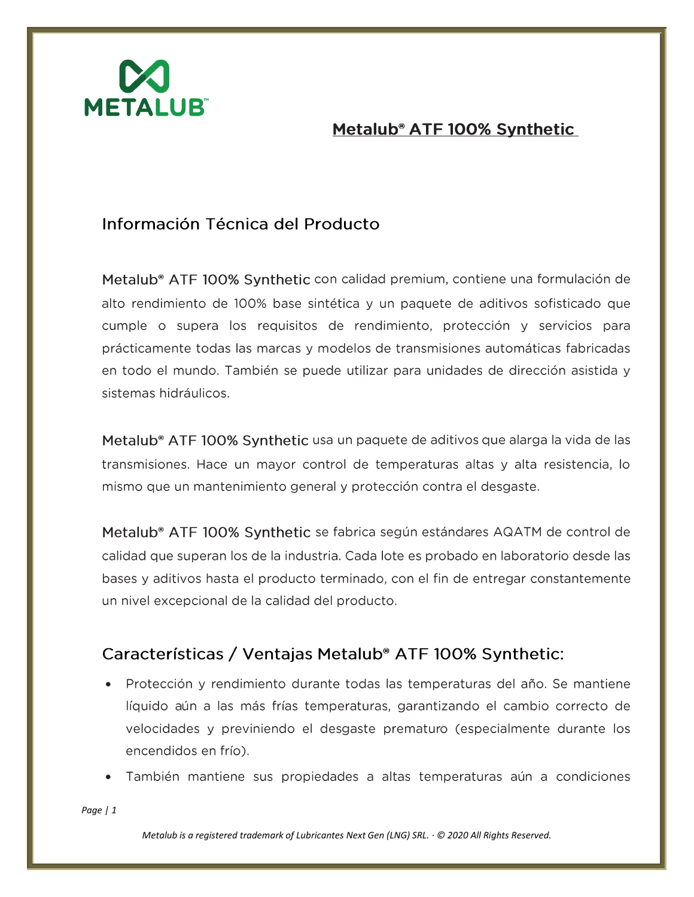# Metalub® ATF 100% Synthetic

## Información Técnica del Producto

**Metalub® ATF 100% Synthetic** con calidad premium, contiene una formulación de alto rendimiento de 100% base sintética y un paquete de aditivos sofisticado que cumple o supera los requisitos de rendimiento, protección y servicios para prácticamente todas las marcas y modelos de transmisiones automáticas fabricadas en todo el mundo. También se puede utilizar para unidades de dirección asistida y sistemas hidráulicos.

**Metalub® ATF 100% Synthetic** usa un paquete de aditivos que alarga la vida de las transmisiones. Hace un mayor control de temperaturas altas y alta resistencia, lo mismo que un mantenimiento general y protección contra el desgaste.

**Metalub® ATF 100% Synthetic** se fabrica según estándares AQATM de control de calidad que superan los de la industria. Cada lote es probado en laboratorio desde las bases y aditivos hasta el producto terminado, con el fin de entregar constantemente un nivel excepcional de la calidad del producto.

## Características / Ventajas Metalub® ATF 100% Synthetic:

- Protección y rendimiento durante todas las temperaturas del año. Se mantiene líquido aún a las más frías temperaturas, garantizando el cambio correcto de velocidades y previniendo el desgaste prematuro (especialmente durante los encendidos en frío).
- También mantiene sus propiedades a altas temperaturas aún a condiciones

*Metalub is a registered trademark of Lubricantes Next Gen (LNG) SRL. · © 2020 All Rights Reserved.*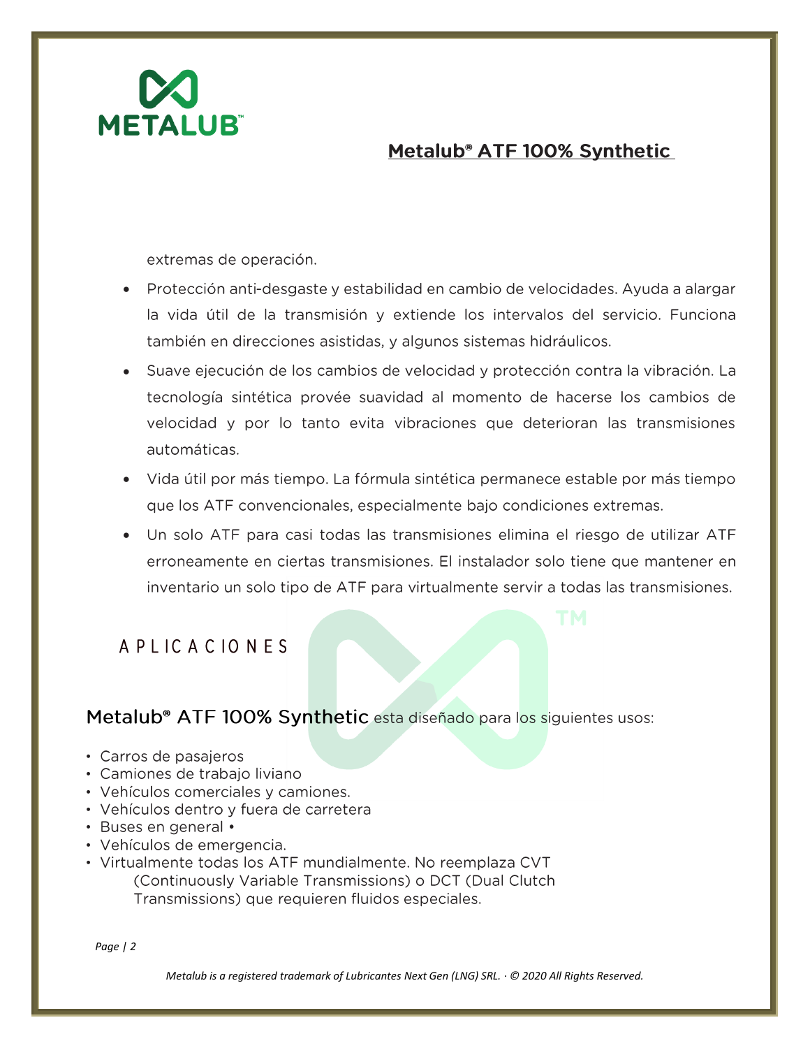## Metalub® ATF 100% Synthetic

extremas de operación.

- Protección anti-desgaste y estabilidad en cambio de velocidades. Ayuda a alargar la vida útil de la transmisión y extiende los intervalos del servicio. Funciona también en direcciones asistidas, y algunos sistemas hidráulicos.
- Suave ejecución de los cambios de velocidad y protección contra la vibración. La tecnología sintética provée suavidad al momento de hacerse los cambios de velocidad y por lo tanto evita vibraciones que deterioran las transmisiones automáticas.
- Vida útil por más tiempo. La fórmula sintética permanece estable por más tiempo que los ATF convencionales, especialmente bajo condiciones extremas.
- Un solo ATF para casi todas las transmisiones elimina el riesgo de utilizar ATF erroneamente en ciertas transmisiones. El instalador solo tiene que mantener en inventario un solo tipo de ATF para virtualmente servir a todas las transmisiones.

### APLICACIONES

Metalub® ATF 100% Synthetic esta diseñado para los siguientes usos:

- Carros de pasajeros
- Camiones de trabajo liviano
- Vehículos comerciales y camiones.
- Vehículos dentro y fuera de carretera
- Buses en general •
- Vehículos de emergencia.
- Virtualmente todas los ATF mundialmente. No reemplaza CVT (Continuously Variable Transmissions) o DCT (Dual Clutch Transmissions) que requieren fluidos especiales.

*Metalub is a registered trademark of Lubricantes Next Gen (LNG) SRL. · © 2020 All Rights Reserved.*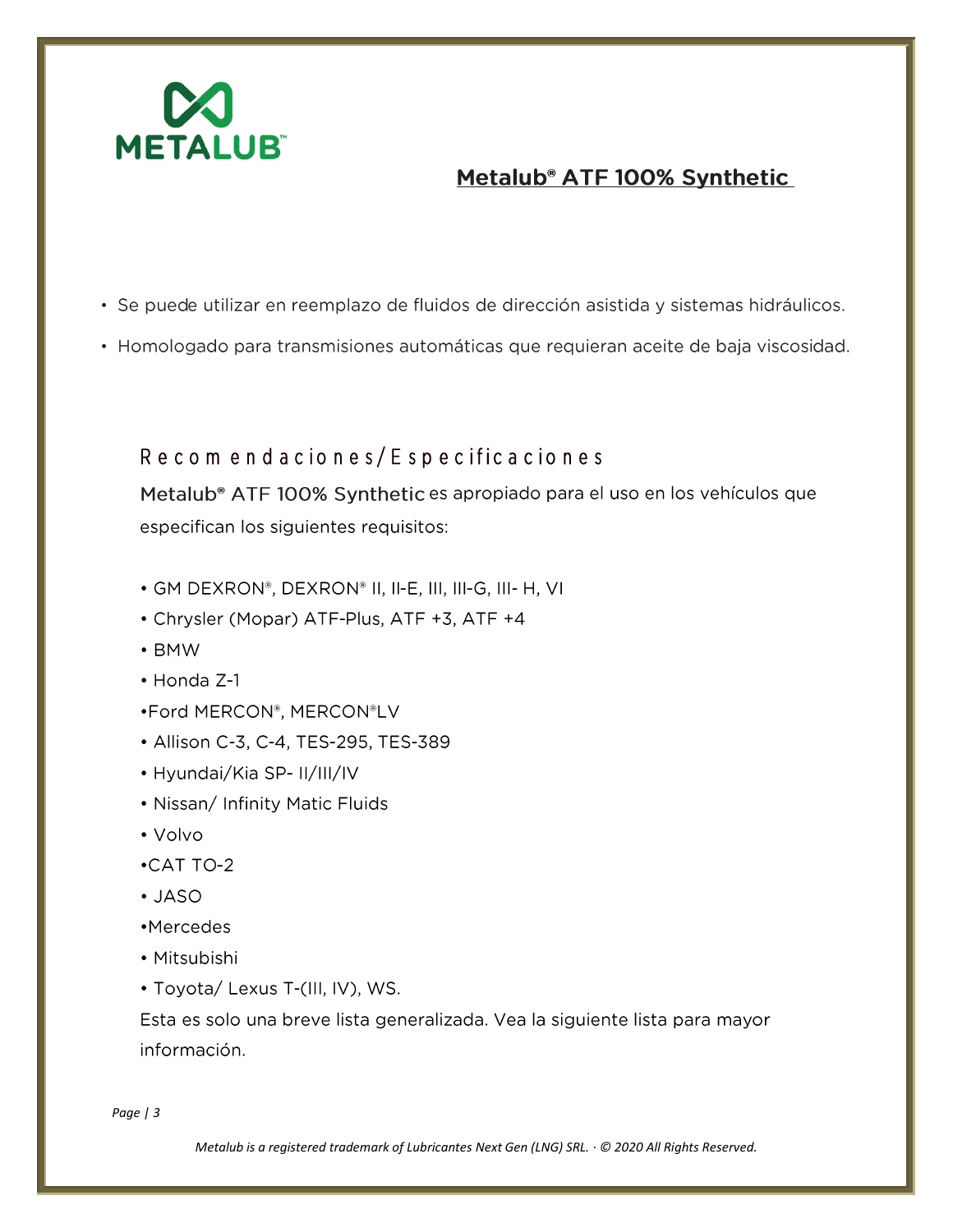METALUB™

## Metalub® ATF 100% Synthetic

- Se puede utilizar en reemplazo de fluidos de dirección asistida y sistemas hidráulicos.
- Homologado para transmisiones automáticas que requieran aceite de baja viscosidad.

### Recomendaciones/Especificaciones

Metalub® ATF 100% Synthetic es apropiado para el uso en los vehículos que especifican los siguientes requisitos:

- GM DEXRON®, DEXRON® II, II-E, III, III-G, III- H, VI
- Chrysler (Mopar) ATF-Plus, ATF +3, ATF +4
- BMW
- Honda Z-1
- Ford MERCON®, MERCON®LV
- Allison C-3, C-4, TES-295, TES-389
- Hyundai/Kia SP- II/III/IV
- Nissan/ Infinity Matic Fluids
- Volvo
- CAT TO-2
- JASO
- Mercedes
- Mitsubishi
- Toyota/ Lexus T-(III, IV), WS.

Esta es solo una breve lista generalizada. Vea la siguiente lista para mayor información.

*Metalub is a registered trademark of Lubricantes Next Gen (LNG) SRL. · © 2020 All Rights Reserved.*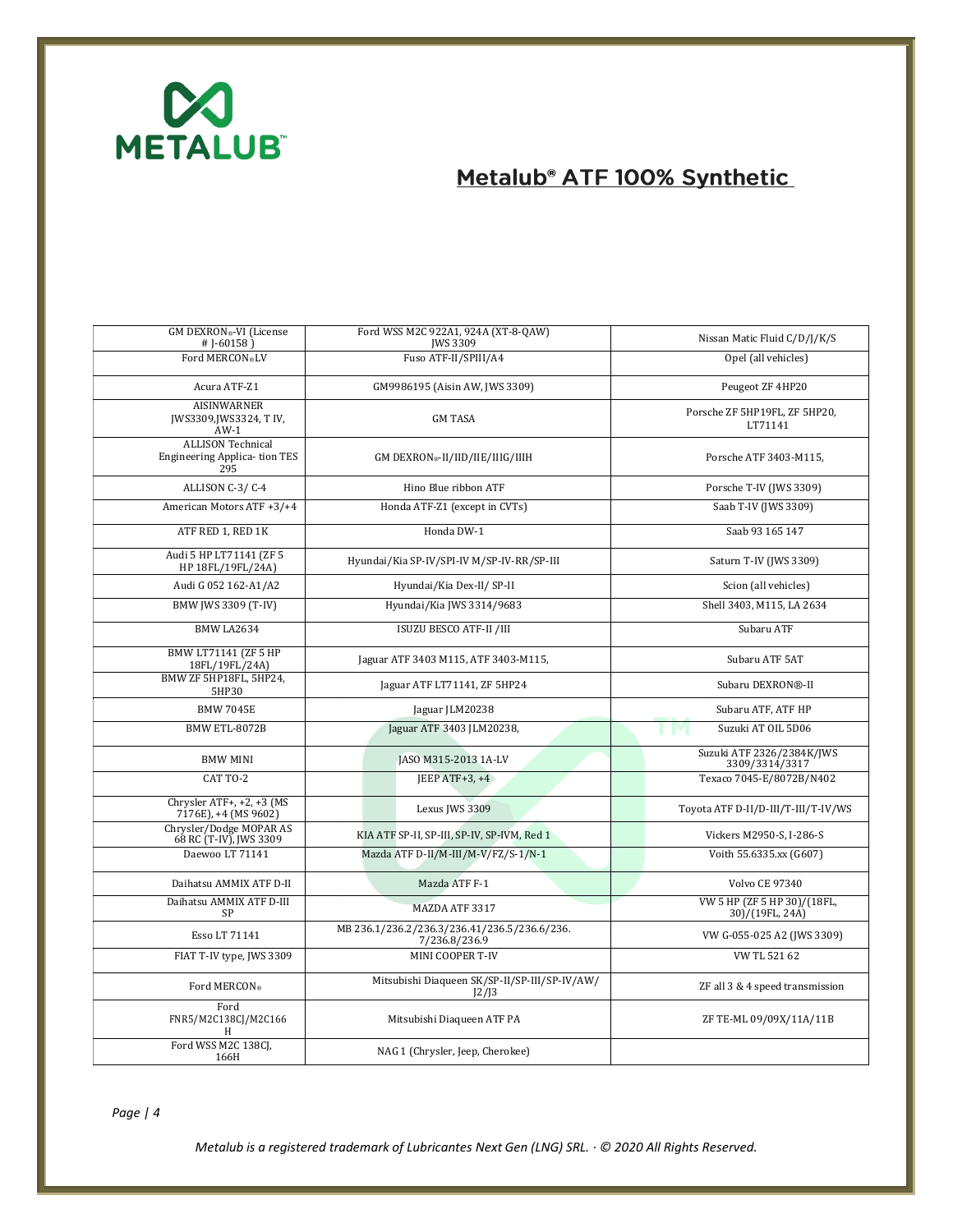## Metalub® ATF 100% Synthetic

| | | |
|---|---|---|
| GM DEXRON®-VI (License # J-60158 ) | Ford WSS M2C 922A1, 924A (XT-8-QAW) JWS 3309 | Nissan Matic Fluid C/D/J/K/S |
| Ford MERCON®LV | Fuso ATF-II/SPIII/A4 | Opel (all vehicles) |
| Acura ATF-Z1 | GM9986195 (Aisin AW, JWS 3309) | Peugeot ZF 4HP20 |
| AISINWARNER JWS3309,JWS3324, T IV, AW-1 | GM TASA | Porsche ZF 5HP19FL, ZF 5HP20, LT71141 |
| ALLISON Technical Engineering Applica- tion TES 295 | GM DEXRON®-II/IID/IIE/IIIG/IIIH | Porsche ATF 3403-M115, |
| ALLISON C-3/ C-4 | Hino Blue ribbon ATF | Porsche T-IV (JWS 3309) |
| American Motors ATF +3/+4 | Honda ATF-Z1 (except in CVTs) | Saab T-IV (JWS 3309) |
| ATF RED 1, RED 1K | Honda DW-1 | Saab 93 165 147 |
| Audi 5 HP LT71141 (ZF 5 HP 18FL/19FL/24A) | Hyundai/Kia SP-IV/SPI-IV M/SP-IV-RR/SP-III | Saturn T-IV (JWS 3309) |
| Audi G 052 162-A1/A2 | Hyundai/Kia Dex-II/ SP-II | Scion (all vehicles) |
| BMW JWS 3309 (T-IV) | Hyundai/Kia JWS 3314/9683 | Shell 3403, M115, LA 2634 |
| BMW LA2634 | ISUZU BESCO ATF-II /III | Subaru ATF |
| BMW LT71141 (ZF 5 HP 18FL/19FL/24A) | Jaguar ATF 3403 M115, ATF 3403-M115, | Subaru ATF 5AT |
| BMW ZF 5HP18FL, 5HP24, 5HP30 | Jaguar ATF LT71141, ZF 5HP24 | Subaru DEXRON®-II |
| BMW 7045E | Jaguar JLM20238 | Subaru ATF, ATF HP |
| BMW ETL-8072B | Jaguar ATF 3403 JLM20238, | Suzuki AT OIL 5D06 |
| BMW MINI | JASO M315-2013 1A-LV | Suzuki ATF 2326/2384K/JWS 3309/3314/3317 |
| CAT TO-2 | JEEP ATF+3, +4 | Texaco 7045-E/8072B/N402 |
| Chrysler ATF+, +2, +3 (MS 7176E), +4 (MS 9602) | Lexus JWS 3309 | Toyota ATF D-II/D-III/T-III/T-IV/WS |
| Chrysler/Dodge MOPAR AS 68 RC (T-IV), JWS 3309 | KIA ATF SP-II, SP-III, SP-IV, SP-IVM, Red 1 | Vickers M2950-S, I-286-S |
| Daewoo LT 71141 | Mazda ATF D-II/M-III/M-V/FZ/S-1/N-1 | Voith 55.6335.xx (G607) |
| Daihatsu AMMIX ATF D-II | Mazda ATF F-1 | Volvo CE 97340 |
| Daihatsu AMMIX ATF D-III SP | MAZDA ATF 3317 | VW 5 HP (ZF 5 HP 30)/(18FL, 30)/(19FL, 24A) |
| Esso LT 71141 | MB 236.1/236.2/236.3/236.41/236.5/236.6/236.7/236.8/236.9 | VW G-055-025 A2 (JWS 3309) |
| FIAT T-IV type, JWS 3309 | MINI COOPER T-IV | VW TL 521 62 |
| Ford MERCON® | Mitsubishi Diaqueen SK/SP-II/SP-III/SP-IV/AW/J2/J3 | ZF all 3 & 4 speed transmission |
| Ford FNR5/M2C138CJ/M2C166H | Mitsubishi Diaqueen ATF PA | ZF TE-ML 09/09X/11A/11B |
| Ford WSS M2C 138CJ, 166H | NAG 1 (Chrysler, Jeep, Cherokee) | |

*Metalub is a registered trademark of Lubricantes Next Gen (LNG) SRL. · © 2020 All Rights Reserved.*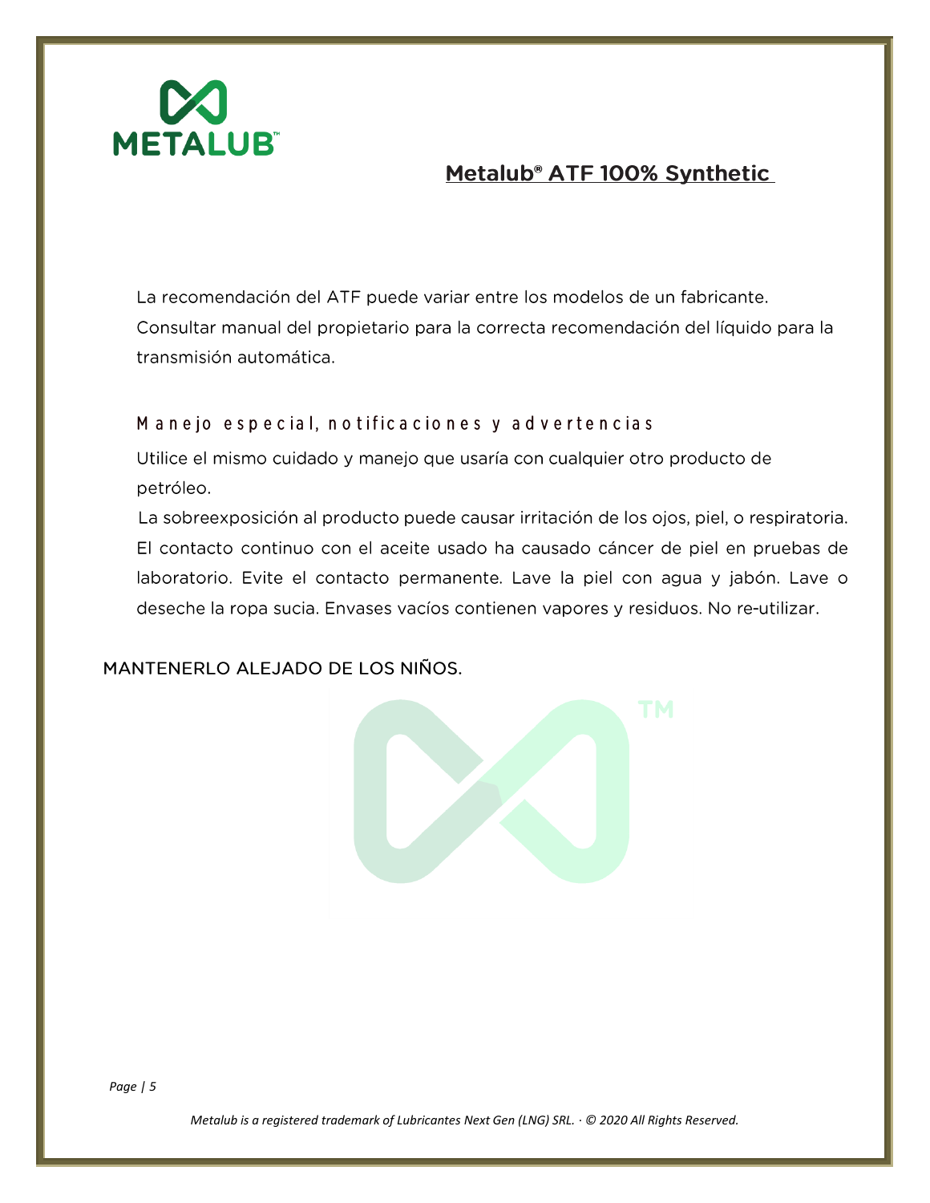## Metalub® ATF 100% Synthetic

La recomendación del ATF puede variar entre los modelos de un fabricante. Consultar manual del propietario para la correcta recomendación del líquido para la transmisión automática.

### Manejo especial, notificaciones y advertencias

Utilice el mismo cuidado y manejo que usaría con cualquier otro producto de petróleo.

La sobreexposición al producto puede causar irritación de los ojos, piel, o respiratoria. El contacto continuo con el aceite usado ha causado cáncer de piel en pruebas de laboratorio. Evite el contacto permanente. Lave la piel con agua y jabón. Lave o deseche la ropa sucia. Envases vacíos contienen vapores y residuos. No re-utilizar.

MANTENERLO ALEJADO DE LOS NIÑOS.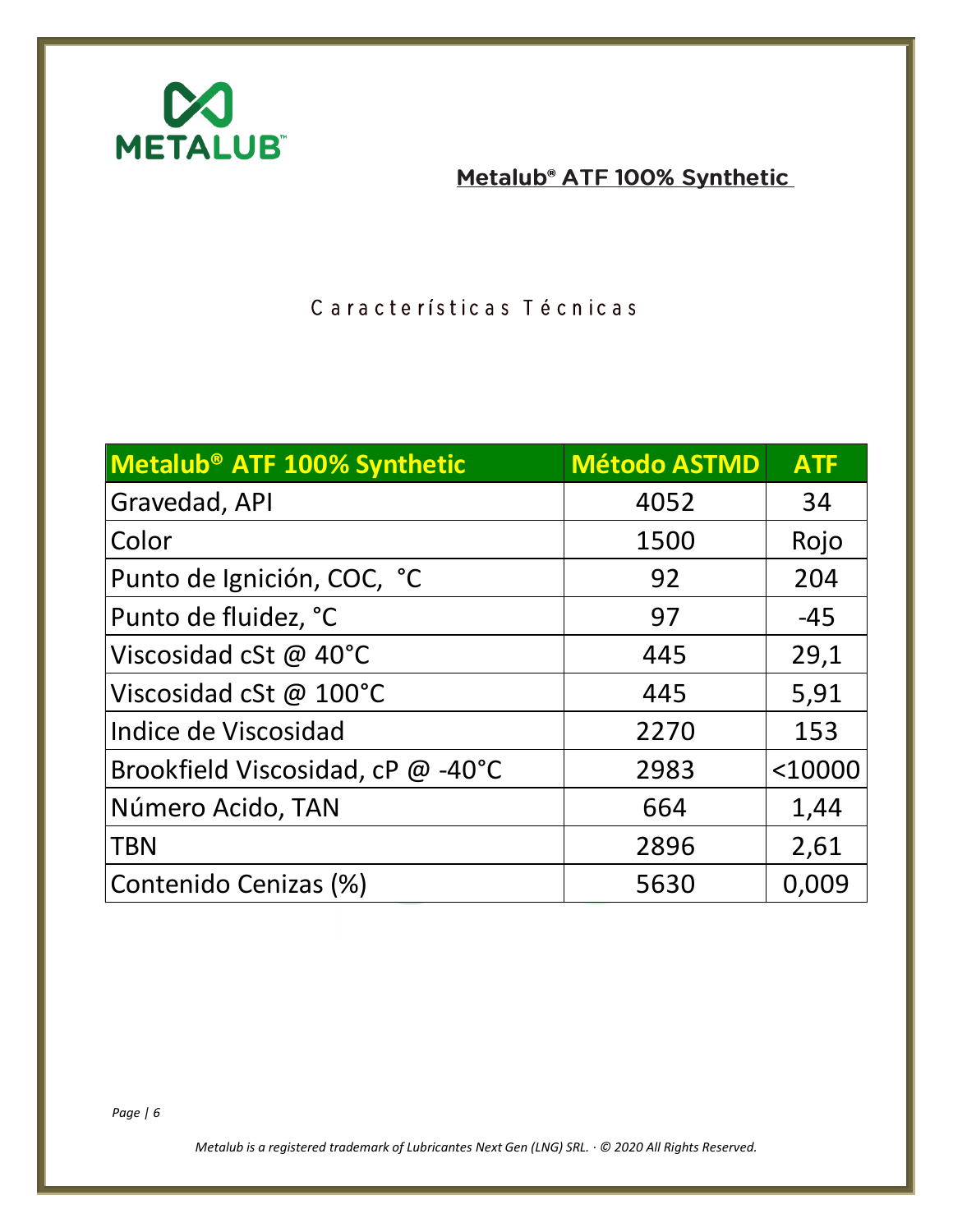## Metalub® ATF 100% Synthetic

### Características Técnicas

| Metalub® ATF 100% Synthetic | Método ASTMD | ATF |
|---|---|---|
| Gravedad, API | 4052 | 34 |
| Color | 1500 | Rojo |
| Punto de Ignición, COC, °C | 92 | 204 |
| Punto de fluidez, °C | 97 | -45 |
| Viscosidad cSt @ 40°C | 445 | 29,1 |
| Viscosidad cSt @ 100°C | 445 | 5,91 |
| Indice de Viscosidad | 2270 | 153 |
| Brookfield Viscosidad, cP @ -40°C | 2983 | <10000 |
| Número Acido, TAN | 664 | 1,44 |
| TBN | 2896 | 2,61 |
| Contenido Cenizas (%) | 5630 | 0,009 |

*Metalub is a registered trademark of Lubricantes Next Gen (LNG) SRL. · © 2020 All Rights Reserved.*